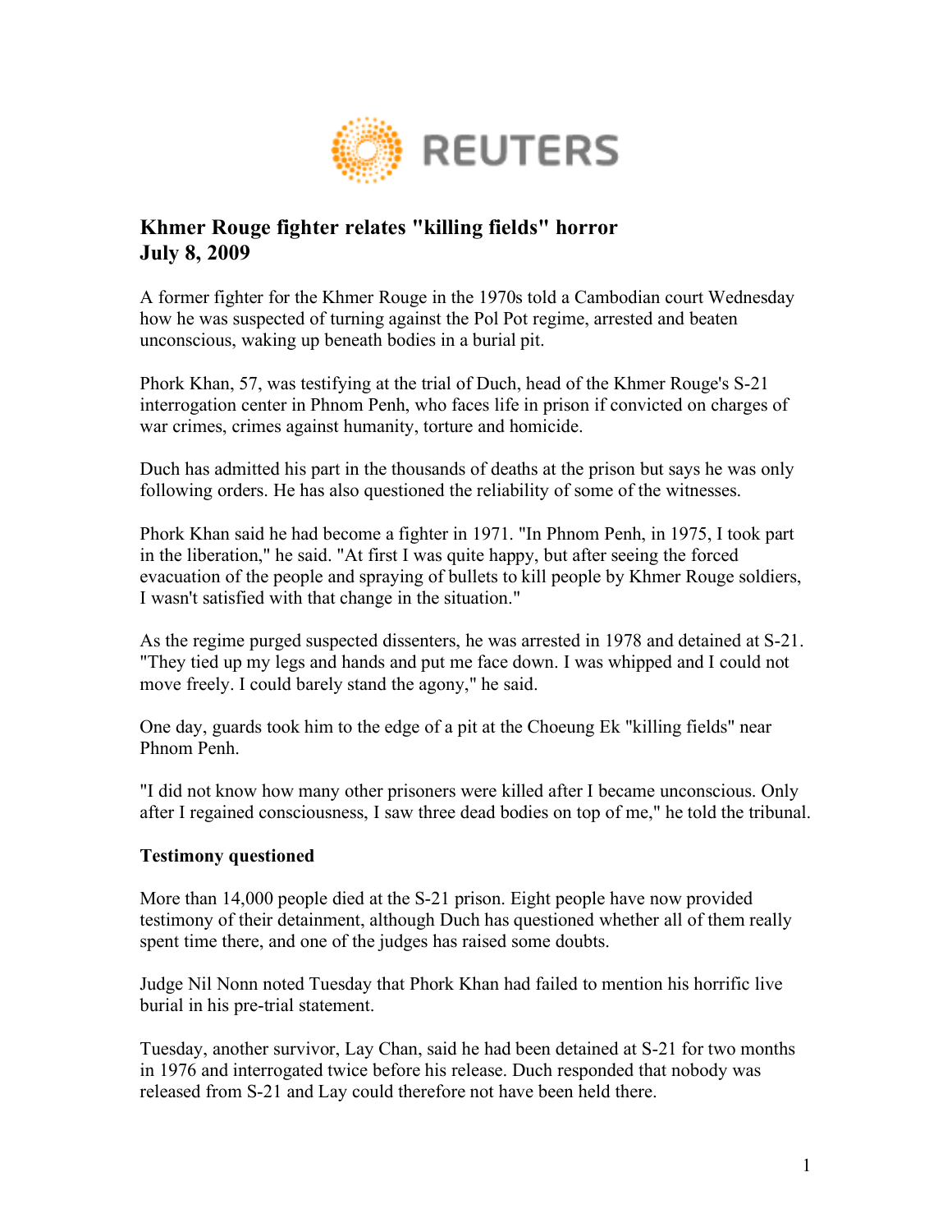REUTERS

# Khmer Rouge fighter relates "killing fields" horror
**July 8, 2009**

A former fighter for the Khmer Rouge in the 1970s told a Cambodian court Wednesday how he was suspected of turning against the Pol Pot regime, arrested and beaten unconscious, waking up beneath bodies in a burial pit.

Phork Khan, 57, was testifying at the trial of Duch, head of the Khmer Rouge's S-21 interrogation center in Phnom Penh, who faces life in prison if convicted on charges of war crimes, crimes against humanity, torture and homicide.

Duch has admitted his part in the thousands of deaths at the prison but says he was only following orders. He has also questioned the reliability of some of the witnesses.

Phork Khan said he had become a fighter in 1971. "In Phnom Penh, in 1975, I took part in the liberation," he said. "At first I was quite happy, but after seeing the forced evacuation of the people and spraying of bullets to kill people by Khmer Rouge soldiers, I wasn't satisfied with that change in the situation."

As the regime purged suspected dissenters, he was arrested in 1978 and detained at S-21. "They tied up my legs and hands and put me face down. I was whipped and I could not move freely. I could barely stand the agony," he said.

One day, guards took him to the edge of a pit at the Choeung Ek "killing fields" near Phnom Penh.

"I did not know how many other prisoners were killed after I became unconscious. Only after I regained consciousness, I saw three dead bodies on top of me," he told the tribunal.

## Testimony questioned

More than 14,000 people died at the S-21 prison. Eight people have now provided testimony of their detainment, although Duch has questioned whether all of them really spent time there, and one of the judges has raised some doubts.

Judge Nil Nonn noted Tuesday that Phork Khan had failed to mention his horrific live burial in his pre-trial statement.

Tuesday, another survivor, Lay Chan, said he had been detained at S-21 for two months in 1976 and interrogated twice before his release. Duch responded that nobody was released from S-21 and Lay could therefore not have been held there.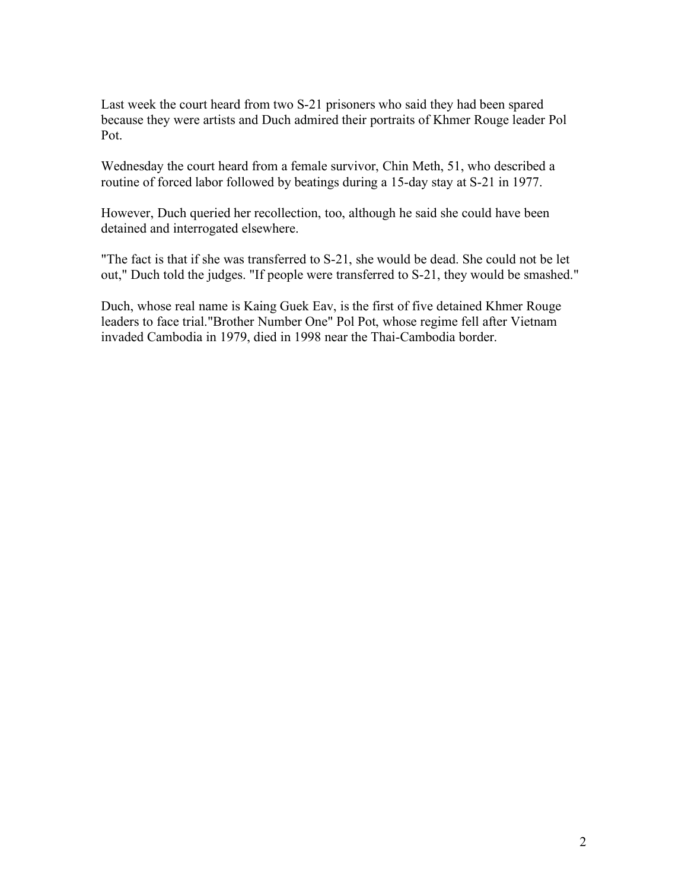Last week the court heard from two S-21 prisoners who said they had been spared because they were artists and Duch admired their portraits of Khmer Rouge leader Pol Pot.

Wednesday the court heard from a female survivor, Chin Meth, 51, who described a routine of forced labor followed by beatings during a 15-day stay at S-21 in 1977.

However, Duch queried her recollection, too, although he said she could have been detained and interrogated elsewhere.

"The fact is that if she was transferred to S-21, she would be dead. She could not be let out," Duch told the judges. "If people were transferred to S-21, they would be smashed."

Duch, whose real name is Kaing Guek Eav, is the first of five detained Khmer Rouge leaders to face trial."Brother Number One" Pol Pot, whose regime fell after Vietnam invaded Cambodia in 1979, died in 1998 near the Thai-Cambodia border.